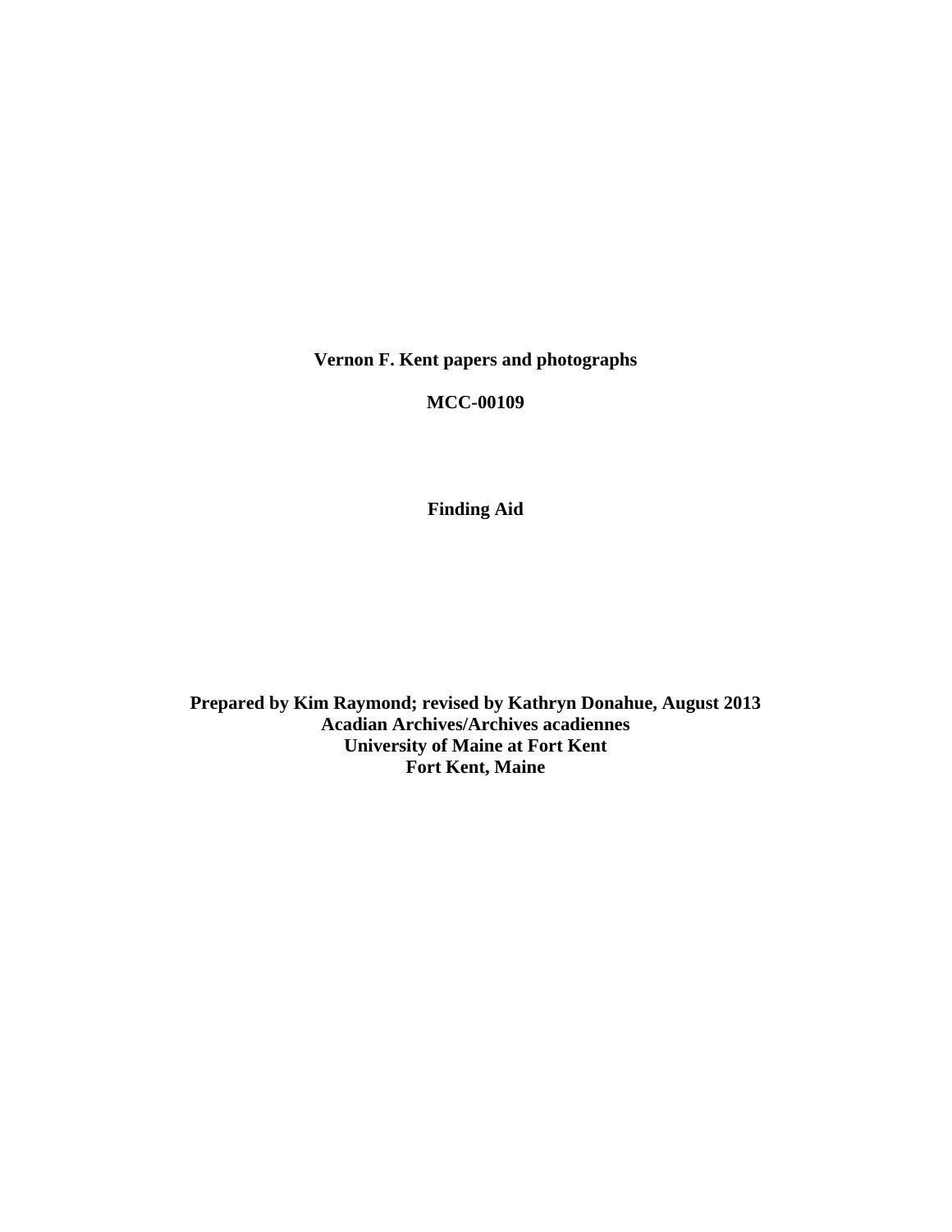**Vernon F. Kent papers and photographs**

**MCC-00109**

**Finding Aid**

**Prepared by Kim Raymond; revised by Kathryn Donahue, August 2013**
**Acadian Archives/Archives acadiennes**
**University of Maine at Fort Kent**
**Fort Kent, Maine**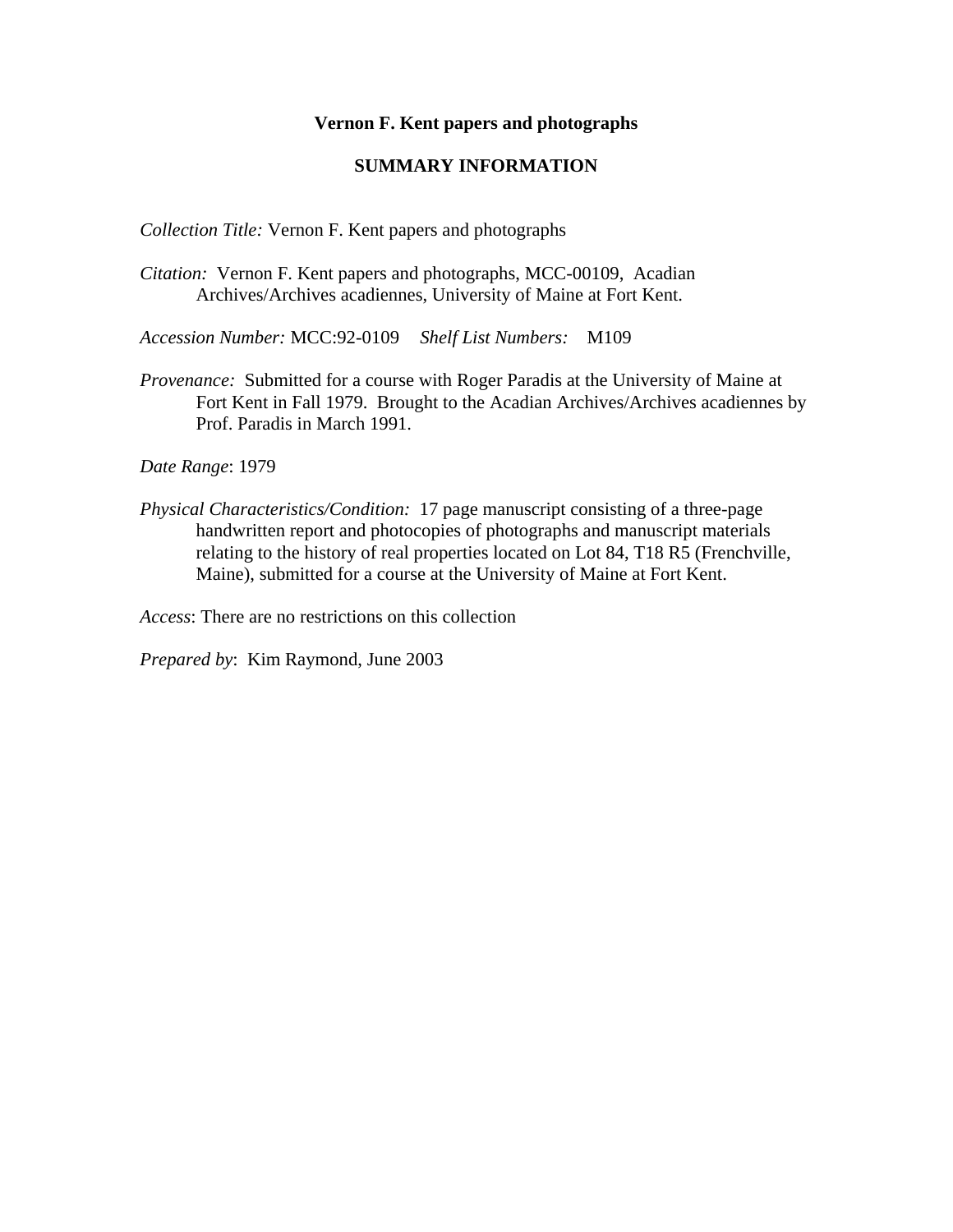**Vernon F. Kent papers and photographs**

**SUMMARY INFORMATION**

*Collection Title:* Vernon F. Kent papers and photographs

*Citation:* Vernon F. Kent papers and photographs, MCC-00109, Acadian Archives/Archives acadiennes, University of Maine at Fort Kent.

*Accession Number:* MCC:92-0109 *Shelf List Numbers:* M109

*Provenance:* Submitted for a course with Roger Paradis at the University of Maine at Fort Kent in Fall 1979. Brought to the Acadian Archives/Archives acadiennes by Prof. Paradis in March 1991.

*Date Range*: 1979

*Physical Characteristics/Condition:* 17 page manuscript consisting of a three-page handwritten report and photocopies of photographs and manuscript materials relating to the history of real properties located on Lot 84, T18 R5 (Frenchville, Maine), submitted for a course at the University of Maine at Fort Kent.

*Access*: There are no restrictions on this collection

*Prepared by*: Kim Raymond, June 2003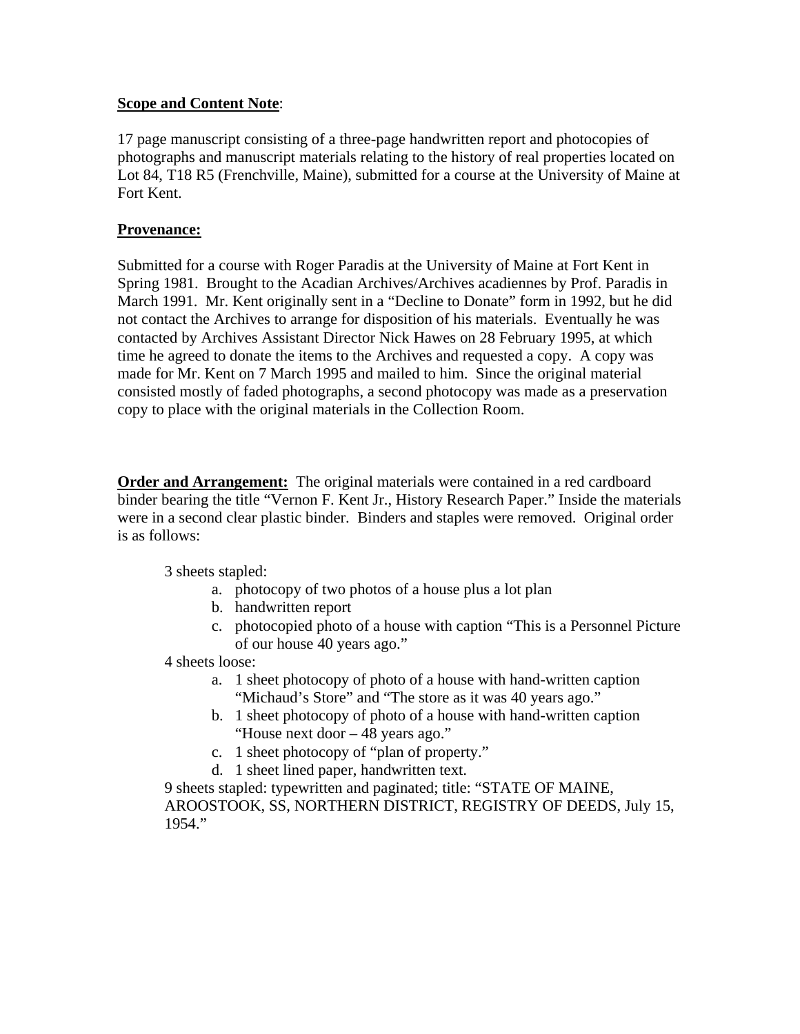**Scope and Content Note**:

17 page manuscript consisting of a three-page handwritten report and photocopies of photographs and manuscript materials relating to the history of real properties located on Lot 84, T18 R5 (Frenchville, Maine), submitted for a course at the University of Maine at Fort Kent.

**Provenance:**

Submitted for a course with Roger Paradis at the University of Maine at Fort Kent in Spring 1981. Brought to the Acadian Archives/Archives acadiennes by Prof. Paradis in March 1991. Mr. Kent originally sent in a "Decline to Donate" form in 1992, but he did not contact the Archives to arrange for disposition of his materials. Eventually he was contacted by Archives Assistant Director Nick Hawes on 28 February 1995, at which time he agreed to donate the items to the Archives and requested a copy. A copy was made for Mr. Kent on 7 March 1995 and mailed to him. Since the original material consisted mostly of faded photographs, a second photocopy was made as a preservation copy to place with the original materials in the Collection Room.

**Order and Arrangement:** The original materials were contained in a red cardboard binder bearing the title "Vernon F. Kent Jr., History Research Paper." Inside the materials were in a second clear plastic binder. Binders and staples were removed. Original order is as follows:

3 sheets stapled:

a. photocopy of two photos of a house plus a lot plan
b. handwritten report
c. photocopied photo of a house with caption "This is a Personnel Picture of our house 40 years ago."

4 sheets loose:

a. 1 sheet photocopy of photo of a house with hand-written caption "Michaud's Store" and "The store as it was 40 years ago."
b. 1 sheet photocopy of photo of a house with hand-written caption "House next door – 48 years ago."
c. 1 sheet photocopy of "plan of property."
d. 1 sheet lined paper, handwritten text.

9 sheets stapled: typewritten and paginated; title: "STATE OF MAINE, AROOSTOOK, SS, NORTHERN DISTRICT, REGISTRY OF DEEDS, July 15, 1954."